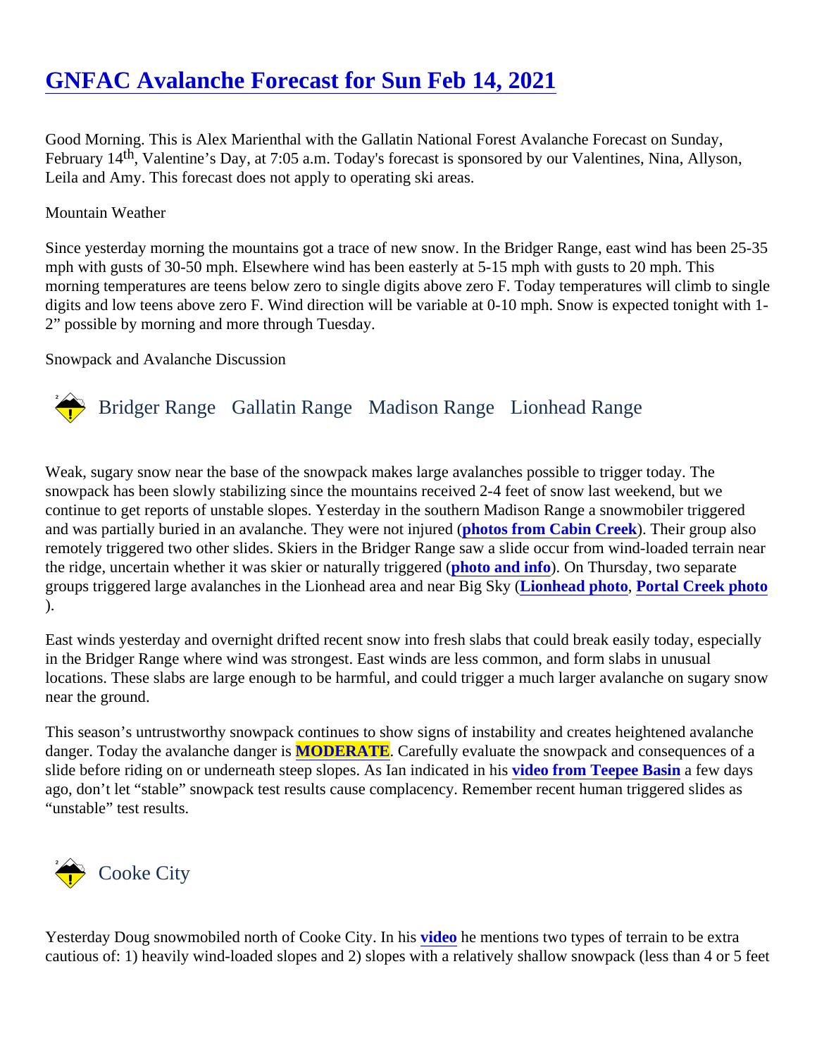# GNFAC Avalanche Forecast for Sun Feb 14, 2021

Good Morning. This is Alex Marienthal with the Gallatin National Forest Avalanche Forecast on Sunday, February 14th, Valentine's Day, at 7:05 a.m. Today's forecast is sponsored by our Valentines, Nina, Allyson, Leila and Amy. This forecast does not apply to operating ski areas.

Mountain Weather

Since yesterday morning the mountains got a trace of new snow. In the Bridger Range, east wind has been 25-35 mph with gusts of 30-50 mph. Elsewhere wind has been easterly at 5-15 mph with gusts to 20 mph. This morning temperatures are teens below zero to single digits above zero F. Today temperatures will climb to single digits and low teens above zero F. Wind direction will be variable at 0-10 mph. Snow is expected tonight with 1-2" possible by morning and more through Tuesday.

Snowpack and Avalanche Discussion

### Bridger Range Gallatin Range Madison Range Lionhead Range

Weak, sugary snow near the base of the snowpack makes large avalanches possible to trigger today. The snowpack has been slowly stabilizing since the mountains received 2-4 feet of snow last weekend, but we continue to get reports of unstable slopes. Yesterday in the southern Madison Range a snowmobiler triggered and was partially buried in an avalanche. They were not injured (**photos from Cabin Creek**). Their group also remotely triggered two other slides. Skiers in the Bridger Range saw a slide occur from wind-loaded terrain near the ridge, uncertain whether it was skier or naturally triggered (**photo and info**). On Thursday, two separate groups triggered large avalanches in the Lionhead area and near Big Sky (**Lionhead photo**, **Portal Creek photo**).

East winds yesterday and overnight drifted recent snow into fresh slabs that could break easily today, especially in the Bridger Range where wind was strongest. East winds are less common, and form slabs in unusual locations. These slabs are large enough to be harmful, and could trigger a much larger avalanche on sugary snow near the ground.

This season's untrustworthy snowpack continues to show signs of instability and creates heightened avalanche danger. Today the avalanche danger is **MODERATE**. Carefully evaluate the snowpack and consequences of a slide before riding on or underneath steep slopes. As Ian indicated in his **video from Teepee Basin** a few days ago, don't let "stable" snowpack test results cause complacency. Remember recent human triggered slides as "unstable" test results.

### Cooke City

Yesterday Doug snowmobiled north of Cooke City. In his **video** he mentions two types of terrain to be extra cautious of: 1) heavily wind-loaded slopes and 2) slopes with a relatively shallow snowpack (less than 4 or 5 feet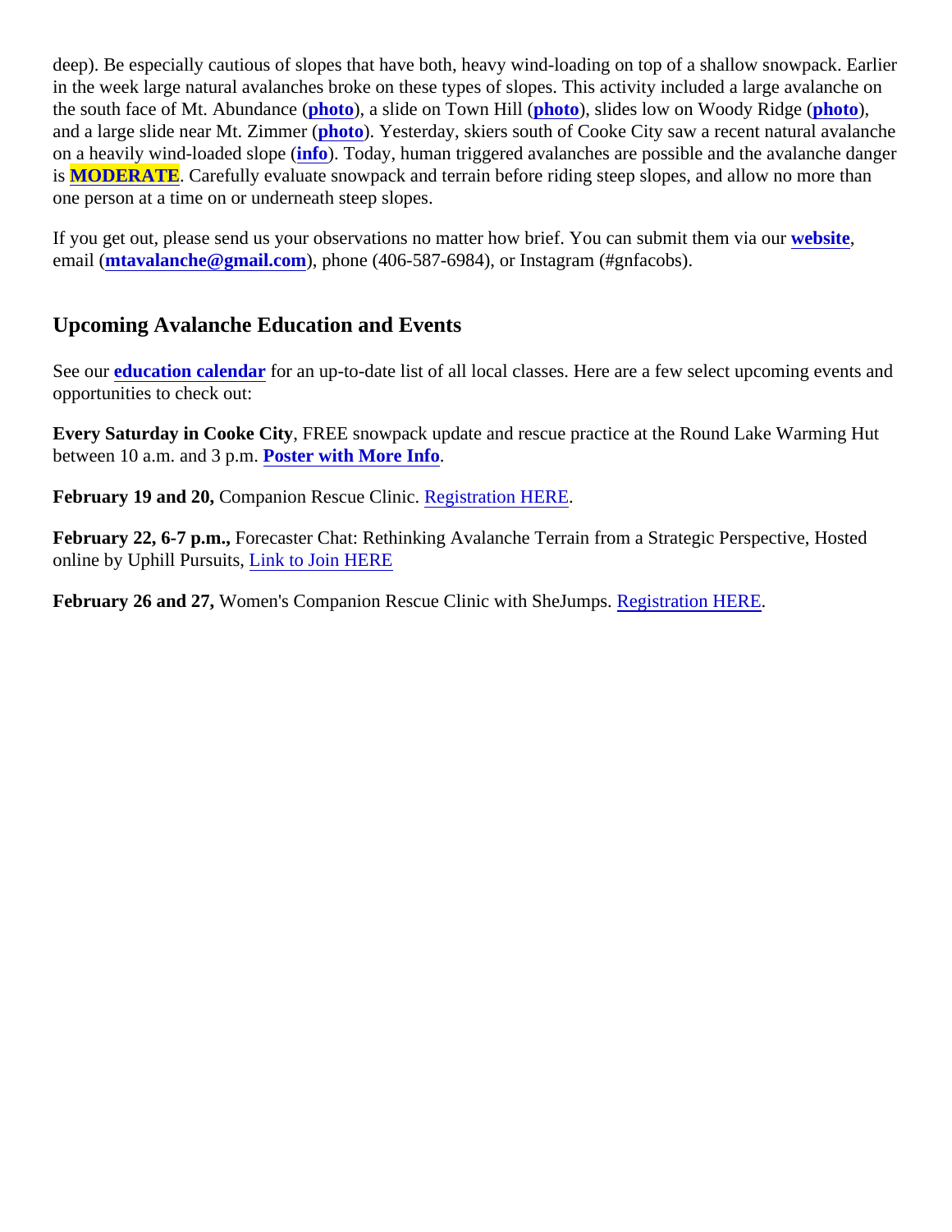deep). Be especially cautious of slopes that have both, heavy wind-loading on top of a shallow snowpack. Earlier in the week large natural avalanches broke on these types of slopes. This activity included a large avalanche on the south face of Mt. Abundance (**photo**), a slide on Town Hill (**photo**), slides low on Woody Ridge (**photo**), and a large slide near Mt. Zimmer (**photo**). Yesterday, skiers south of Cooke City saw a recent natural avalanche on a heavily wind-loaded slope (**info**). Today, human triggered avalanches are possible and the avalanche danger is **MODERATE**. Carefully evaluate snowpack and terrain before riding steep slopes, and allow no more than one person at a time on or underneath steep slopes.

If you get out, please send us your observations no matter how brief. You can submit them via our **website**, email (**mtavalanche@gmail.com**), phone (406-587-6984), or Instagram (#gnfacobs).

## Upcoming Avalanche Education and Events

See our **education calendar** for an up-to-date list of all local classes. Here are a few select upcoming events and opportunities to check out:

**Every Saturday in Cooke City**, FREE snowpack update and rescue practice at the Round Lake Warming Hut between 10 a.m. and 3 p.m. **Poster with More Info**.

**February 19 and 20,** Companion Rescue Clinic. Registration HERE.

**February 22, 6-7 p.m.,** Forecaster Chat: Rethinking Avalanche Terrain from a Strategic Perspective, Hosted online by Uphill Pursuits, Link to Join HERE

**February 26 and 27,** Women's Companion Rescue Clinic with SheJumps. Registration HERE.